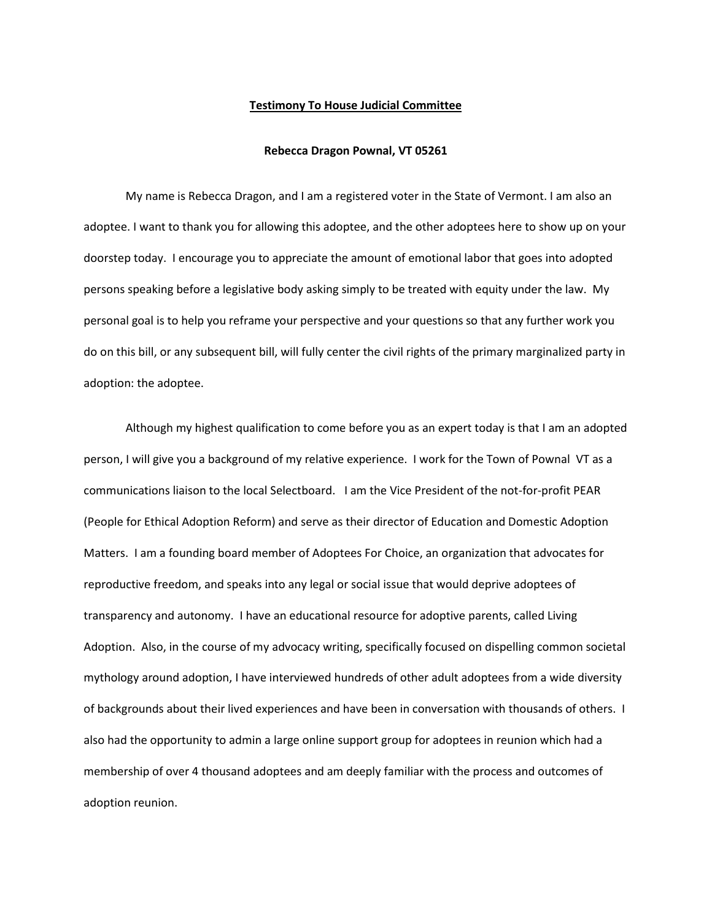**Testimony To House Judicial Committee**

**Rebecca Dragon Pownal, VT 05261**

My name is Rebecca Dragon, and I am a registered voter in the State of Vermont. I am also an adoptee. I want to thank you for allowing this adoptee, and the other adoptees here to show up on your doorstep today. I encourage you to appreciate the amount of emotional labor that goes into adopted persons speaking before a legislative body asking simply to be treated with equity under the law. My personal goal is to help you reframe your perspective and your questions so that any further work you do on this bill, or any subsequent bill, will fully center the civil rights of the primary marginalized party in adoption: the adoptee.

Although my highest qualification to come before you as an expert today is that I am an adopted person, I will give you a background of my relative experience. I work for the Town of Pownal VT as a communications liaison to the local Selectboard. I am the Vice President of the not-for-profit PEAR (People for Ethical Adoption Reform) and serve as their director of Education and Domestic Adoption Matters. I am a founding board member of Adoptees For Choice, an organization that advocates for reproductive freedom, and speaks into any legal or social issue that would deprive adoptees of transparency and autonomy. I have an educational resource for adoptive parents, called Living Adoption. Also, in the course of my advocacy writing, specifically focused on dispelling common societal mythology around adoption, I have interviewed hundreds of other adult adoptees from a wide diversity of backgrounds about their lived experiences and have been in conversation with thousands of others. I also had the opportunity to admin a large online support group for adoptees in reunion which had a membership of over 4 thousand adoptees and am deeply familiar with the process and outcomes of adoption reunion.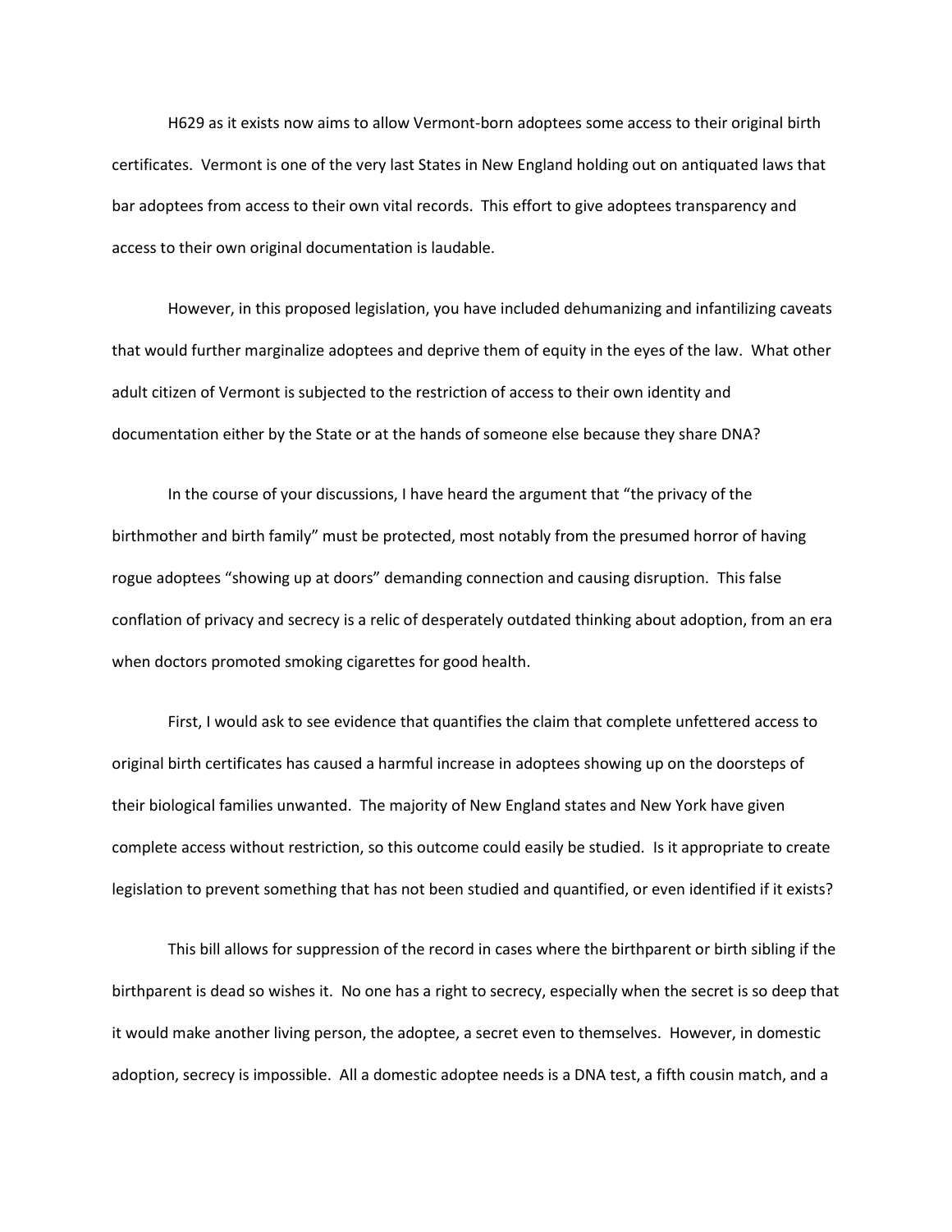H629 as it exists now aims to allow Vermont-born adoptees some access to their original birth certificates. Vermont is one of the very last States in New England holding out on antiquated laws that bar adoptees from access to their own vital records. This effort to give adoptees transparency and access to their own original documentation is laudable.

However, in this proposed legislation, you have included dehumanizing and infantilizing caveats that would further marginalize adoptees and deprive them of equity in the eyes of the law. What other adult citizen of Vermont is subjected to the restriction of access to their own identity and documentation either by the State or at the hands of someone else because they share DNA?

In the course of your discussions, I have heard the argument that "the privacy of the birthmother and birth family" must be protected, most notably from the presumed horror of having rogue adoptees "showing up at doors" demanding connection and causing disruption. This false conflation of privacy and secrecy is a relic of desperately outdated thinking about adoption, from an era when doctors promoted smoking cigarettes for good health.

First, I would ask to see evidence that quantifies the claim that complete unfettered access to original birth certificates has caused a harmful increase in adoptees showing up on the doorsteps of their biological families unwanted. The majority of New England states and New York have given complete access without restriction, so this outcome could easily be studied. Is it appropriate to create legislation to prevent something that has not been studied and quantified, or even identified if it exists?

This bill allows for suppression of the record in cases where the birthparent or birth sibling if the birthparent is dead so wishes it. No one has a right to secrecy, especially when the secret is so deep that it would make another living person, the adoptee, a secret even to themselves. However, in domestic adoption, secrecy is impossible. All a domestic adoptee needs is a DNA test, a fifth cousin match, and a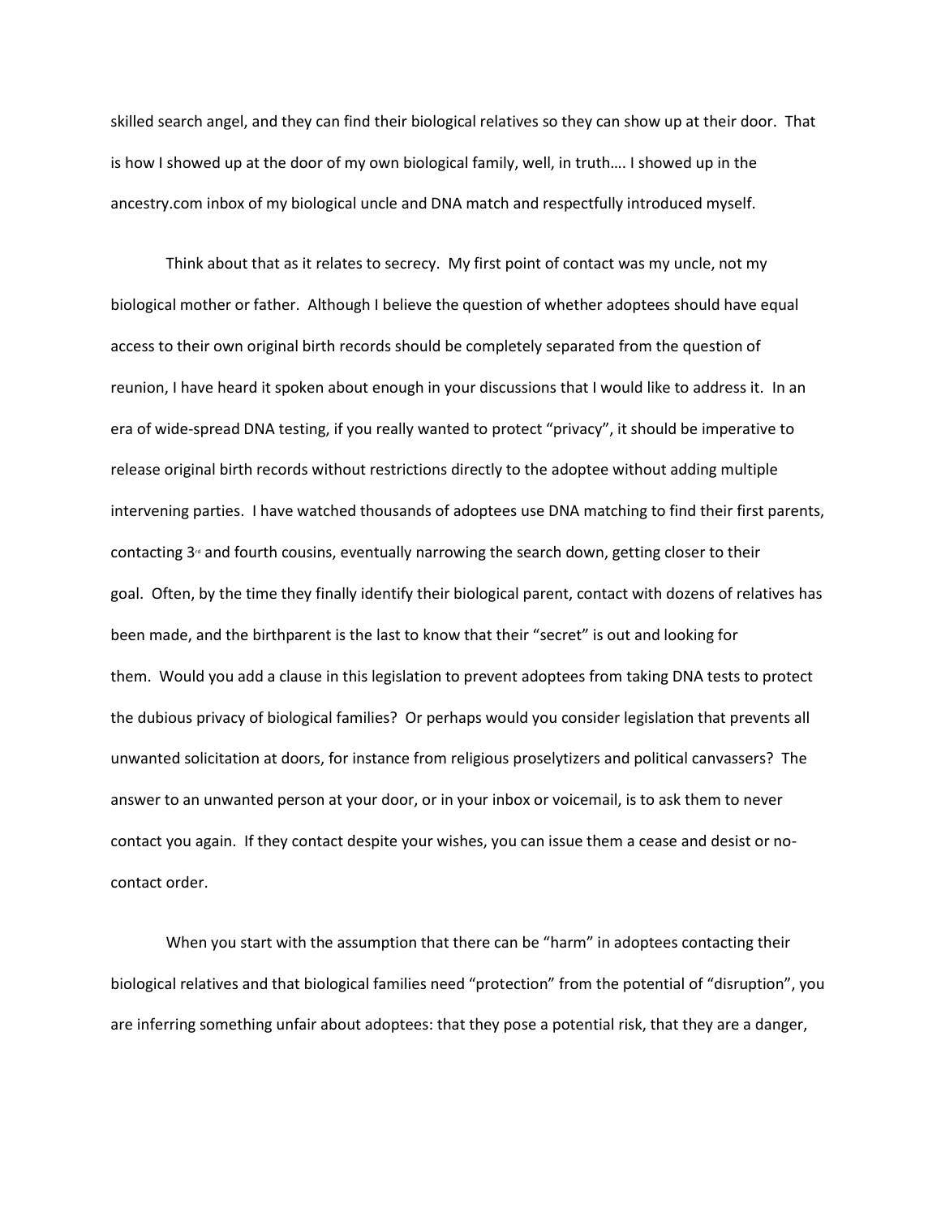skilled search angel, and they can find their biological relatives so they can show up at their door. That is how I showed up at the door of my own biological family, well, in truth…. I showed up in the ancestry.com inbox of my biological uncle and DNA match and respectfully introduced myself.

Think about that as it relates to secrecy. My first point of contact was my uncle, not my biological mother or father. Although I believe the question of whether adoptees should have equal access to their own original birth records should be completely separated from the question of reunion, I have heard it spoken about enough in your discussions that I would like to address it. In an era of wide-spread DNA testing, if you really wanted to protect "privacy", it should be imperative to release original birth records without restrictions directly to the adoptee without adding multiple intervening parties. I have watched thousands of adoptees use DNA matching to find their first parents, contacting 3rd and fourth cousins, eventually narrowing the search down, getting closer to their goal. Often, by the time they finally identify their biological parent, contact with dozens of relatives has been made, and the birthparent is the last to know that their "secret" is out and looking for them. Would you add a clause in this legislation to prevent adoptees from taking DNA tests to protect the dubious privacy of biological families? Or perhaps would you consider legislation that prevents all unwanted solicitation at doors, for instance from religious proselytizers and political canvassers? The answer to an unwanted person at your door, or in your inbox or voicemail, is to ask them to never contact you again. If they contact despite your wishes, you can issue them a cease and desist or no-contact order.

When you start with the assumption that there can be "harm" in adoptees contacting their biological relatives and that biological families need "protection" from the potential of "disruption", you are inferring something unfair about adoptees: that they pose a potential risk, that they are a danger,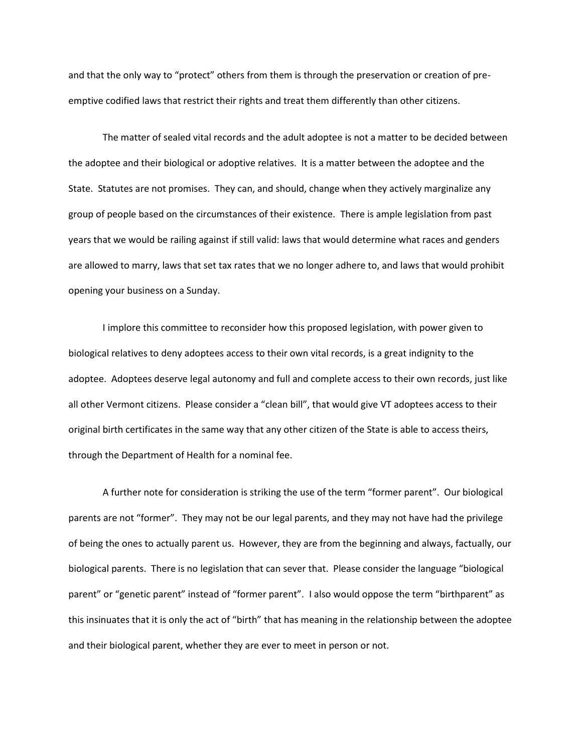and that the only way to "protect" others from them is through the preservation or creation of pre-emptive codified laws that restrict their rights and treat them differently than other citizens.

The matter of sealed vital records and the adult adoptee is not a matter to be decided between the adoptee and their biological or adoptive relatives. It is a matter between the adoptee and the State. Statutes are not promises. They can, and should, change when they actively marginalize any group of people based on the circumstances of their existence. There is ample legislation from past years that we would be railing against if still valid: laws that would determine what races and genders are allowed to marry, laws that set tax rates that we no longer adhere to, and laws that would prohibit opening your business on a Sunday.

I implore this committee to reconsider how this proposed legislation, with power given to biological relatives to deny adoptees access to their own vital records, is a great indignity to the adoptee. Adoptees deserve legal autonomy and full and complete access to their own records, just like all other Vermont citizens. Please consider a "clean bill", that would give VT adoptees access to their original birth certificates in the same way that any other citizen of the State is able to access theirs, through the Department of Health for a nominal fee.

A further note for consideration is striking the use of the term "former parent". Our biological parents are not "former". They may not be our legal parents, and they may not have had the privilege of being the ones to actually parent us. However, they are from the beginning and always, factually, our biological parents. There is no legislation that can sever that. Please consider the language "biological parent" or "genetic parent" instead of "former parent". I also would oppose the term "birthparent" as this insinuates that it is only the act of "birth" that has meaning in the relationship between the adoptee and their biological parent, whether they are ever to meet in person or not.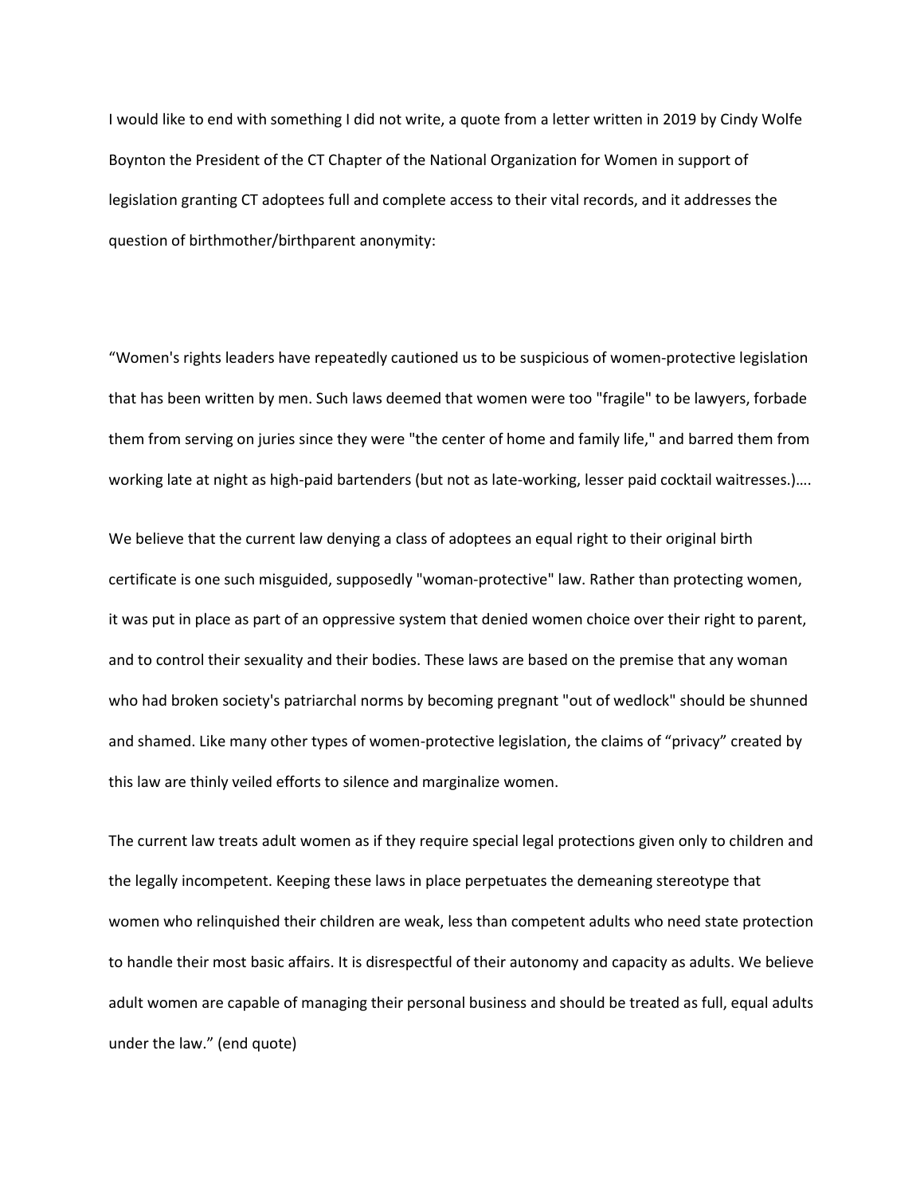I would like to end with something I did not write, a quote from a letter written in 2019 by Cindy Wolfe Boynton the President of the CT Chapter of the National Organization for Women in support of legislation granting CT adoptees full and complete access to their vital records, and it addresses the question of birthmother/birthparent anonymity:

“Women's rights leaders have repeatedly cautioned us to be suspicious of women-protective legislation that has been written by men. Such laws deemed that women were too "fragile" to be lawyers, forbade them from serving on juries since they were "the center of home and family life," and barred them from working late at night as high-paid bartenders (but not as late-working, lesser paid cocktail waitresses.)….

We believe that the current law denying a class of adoptees an equal right to their original birth certificate is one such misguided, supposedly "woman-protective" law. Rather than protecting women, it was put in place as part of an oppressive system that denied women choice over their right to parent, and to control their sexuality and their bodies. These laws are based on the premise that any woman who had broken society's patriarchal norms by becoming pregnant "out of wedlock" should be shunned and shamed. Like many other types of women-protective legislation, the claims of “privacy” created by this law are thinly veiled efforts to silence and marginalize women.

The current law treats adult women as if they require special legal protections given only to children and the legally incompetent. Keeping these laws in place perpetuates the demeaning stereotype that women who relinquished their children are weak, less than competent adults who need state protection to handle their most basic affairs. It is disrespectful of their autonomy and capacity as adults. We believe adult women are capable of managing their personal business and should be treated as full, equal adults under the law.” (end quote)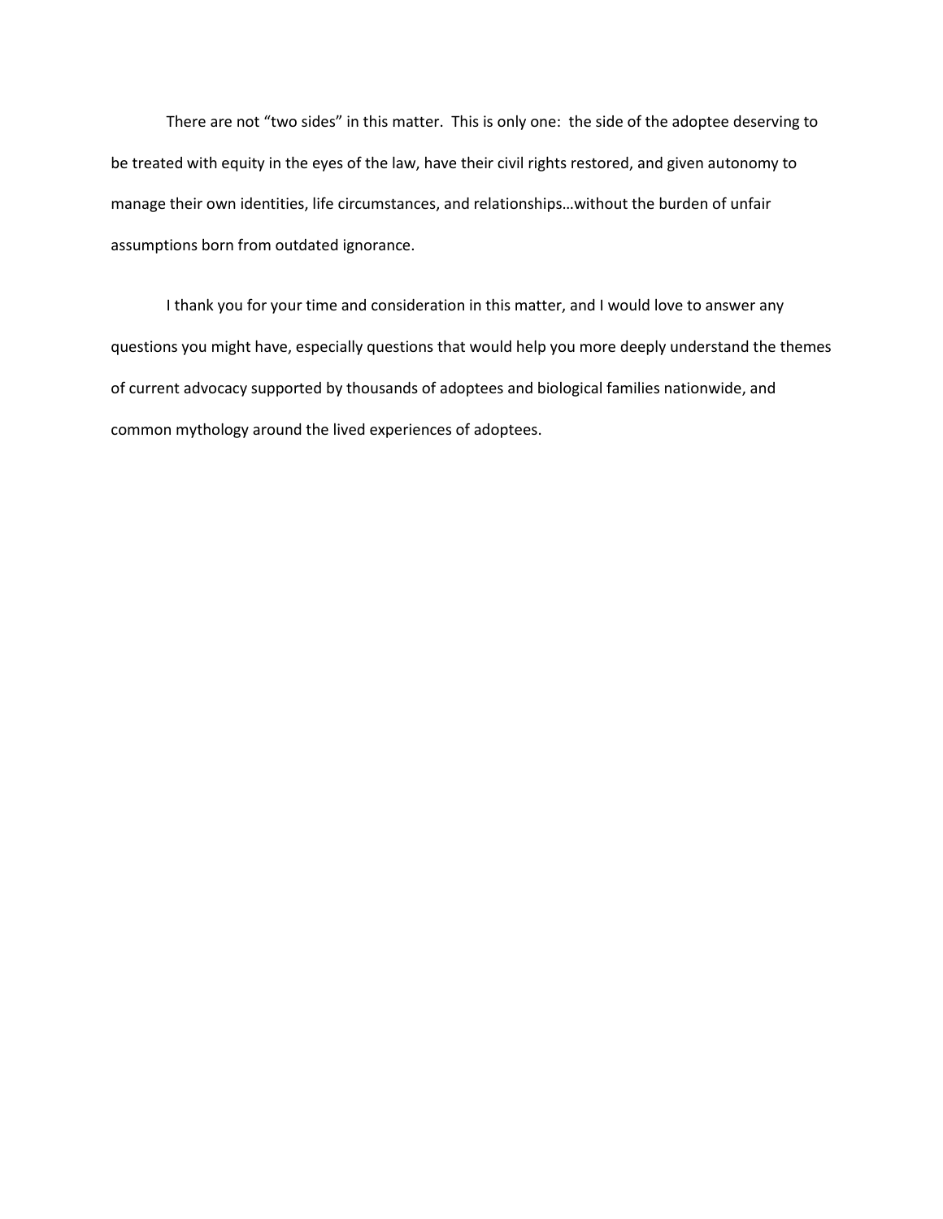There are not "two sides" in this matter. This is only one: the side of the adoptee deserving to be treated with equity in the eyes of the law, have their civil rights restored, and given autonomy to manage their own identities, life circumstances, and relationships…without the burden of unfair assumptions born from outdated ignorance.

I thank you for your time and consideration in this matter, and I would love to answer any questions you might have, especially questions that would help you more deeply understand the themes of current advocacy supported by thousands of adoptees and biological families nationwide, and common mythology around the lived experiences of adoptees.